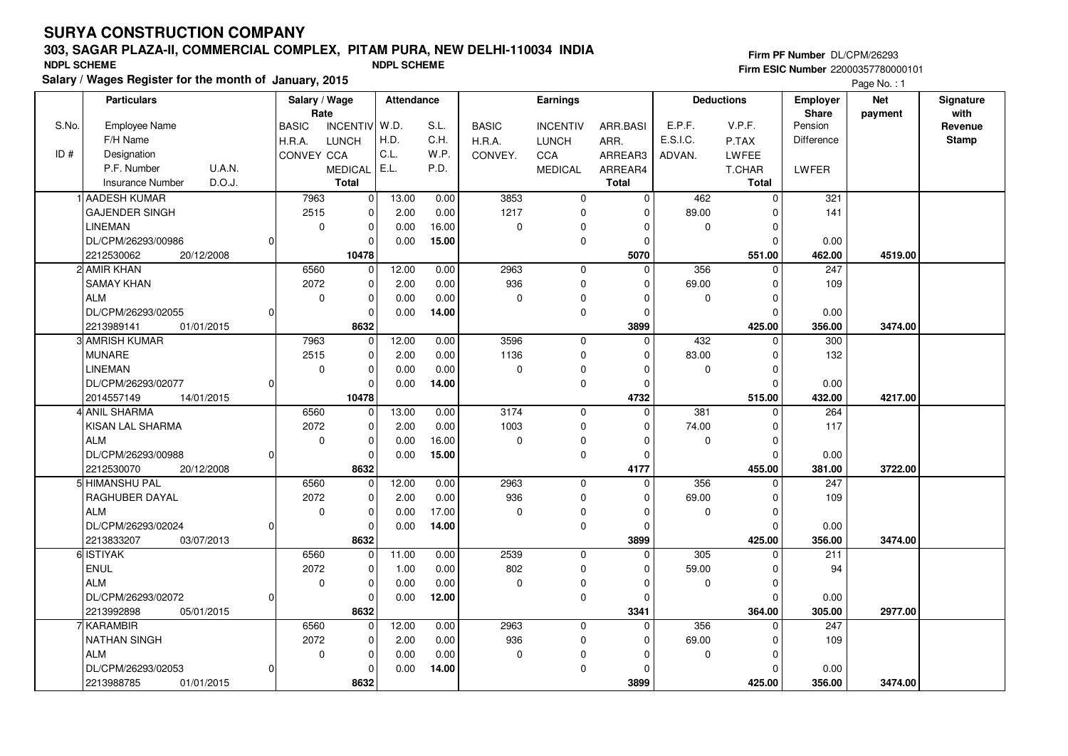# SURYA CONSTRUCTION COMPANY

## 303, SAGAR PLAZA-II, COMMERCIAL COMPLEX, PITAM PURA, NEW DELHI-110034 INDIA

**NDPL SCHEME** **NDPL SCHEME**

**Salary / Wages Register for the month of January, 2015**

**Firm PF Number** DL/CPM/26293
**Firm ESIC Number** 22000357780000101

Page No. : 1

| S.No. / ID # | Particulars: Employee Name / F/H Name / Designation / P.F. Number U.A.N. / Insurance Number D.O.J. | Salary / Wage Rate: BASIC / H.R.A. / CONVEY | INCENTIV / LUNCH / CCA / MEDICAL / Total | Attendance: W.D. / H.D. / C.L. / E.L. | S.L. / C.H. / W.P. / P.D. | Earnings: BASIC / H.R.A. / CONVEY. | INCENTIV / LUNCH / CCA / MEDICAL | ARR.BASI / ARR. / ARREAR3 / ARREAR4 / Total | Deductions: E.P.F. / E.S.I.C. / ADVAN. | V.P.F. / P.TAX / LWFEE / T.CHAR / Total | Employer Share: Pension / Difference / LWFER | Net payment | Signature with Revenue Stamp |
|---|---|---|---|---|---|---|---|---|---|---|---|---|---|
| 1 | AADESH KUMAR<br>GAJENDER SINGH<br>LINEMAN<br>DL/CPM/26293/00986 0<br>2212530062 20/12/2008 | 7963<br>2515<br>0 | 0<br>0<br>0<br>0<br>**10478** | 13.00<br>2.00<br>0.00<br>0.00 | 0.00<br>0.00<br>16.00<br>**15.00** | 3853<br>1217<br>0 | 0<br>0<br>0<br>0 | 0<br>0<br>0<br>0<br>**5070** | 462<br>89.00<br>0 | 0<br>0<br>0<br>0<br>**551.00** | 321<br>141<br>0.00<br>**462.00** | **4519.00** | |
| 2 | AMIR KHAN<br>SAMAY KHAN<br>ALM<br>DL/CPM/26293/02055 0<br>2213989141 01/01/2015 | 6560<br>2072<br>0 | 0<br>0<br>0<br>0<br>**8632** | 12.00<br>2.00<br>0.00<br>0.00 | 0.00<br>0.00<br>0.00<br>**14.00** | 2963<br>936<br>0 | 0<br>0<br>0<br>0 | 0<br>0<br>0<br>0<br>**3899** | 356<br>69.00<br>0 | 0<br>0<br>0<br>0<br>**425.00** | 247<br>109<br>0.00<br>**356.00** | **3474.00** | |
| 3 | AMRISH KUMAR<br>MUNARE<br>LINEMAN<br>DL/CPM/26293/02077 0<br>2014557149 14/01/2015 | 7963<br>2515<br>0 | 0<br>0<br>0<br>0<br>**10478** | 12.00<br>2.00<br>0.00<br>0.00 | 0.00<br>0.00<br>0.00<br>**14.00** | 3596<br>1136<br>0 | 0<br>0<br>0<br>0 | 0<br>0<br>0<br>0<br>**4732** | 432<br>83.00<br>0 | 0<br>0<br>0<br>0<br>**515.00** | 300<br>132<br>0.00<br>**432.00** | **4217.00** | |
| 4 | ANIL SHARMA<br>KISAN LAL SHARMA<br>ALM<br>DL/CPM/26293/00988 0<br>2212530070 20/12/2008 | 6560<br>2072<br>0 | 0<br>0<br>0<br>0<br>**8632** | 13.00<br>2.00<br>0.00<br>0.00 | 0.00<br>0.00<br>16.00<br>**15.00** | 3174<br>1003<br>0 | 0<br>0<br>0<br>0 | 0<br>0<br>0<br>0<br>**4177** | 381<br>74.00<br>0 | 0<br>0<br>0<br>0<br>**455.00** | 264<br>117<br>0.00<br>**381.00** | **3722.00** | |
| 5 | HIMANSHU PAL<br>RAGHUBER DAYAL<br>ALM<br>DL/CPM/26293/02024 0<br>2213833207 03/07/2013 | 6560<br>2072<br>0 | 0<br>0<br>0<br>0<br>**8632** | 12.00<br>2.00<br>0.00<br>0.00 | 0.00<br>0.00<br>17.00<br>**14.00** | 2963<br>936<br>0 | 0<br>0<br>0<br>0 | 0<br>0<br>0<br>0<br>**3899** | 356<br>69.00<br>0 | 0<br>0<br>0<br>0<br>**425.00** | 247<br>109<br>0.00<br>**356.00** | **3474.00** | |
| 6 | ISTIYAK<br>ENUL<br>ALM<br>DL/CPM/26293/02072 0<br>2213992898 05/01/2015 | 6560<br>2072<br>0 | 0<br>0<br>0<br>0<br>**8632** | 11.00<br>1.00<br>0.00<br>0.00 | 0.00<br>0.00<br>0.00<br>**12.00** | 2539<br>802<br>0 | 0<br>0<br>0<br>0 | 0<br>0<br>0<br>0<br>**3341** | 305<br>59.00<br>0 | 0<br>0<br>0<br>0<br>**364.00** | 211<br>94<br>0.00<br>**305.00** | **2977.00** | |
| 7 | KARAMBIR<br>NATHAN SINGH<br>ALM<br>DL/CPM/26293/02053 0<br>2213988785 01/01/2015 | 6560<br>2072<br>0 | 0<br>0<br>0<br>0<br>**8632** | 12.00<br>2.00<br>0.00<br>0.00 | 0.00<br>0.00<br>0.00<br>**14.00** | 2963<br>936<br>0 | 0<br>0<br>0<br>0 | 0<br>0<br>0<br>0<br>**3899** | 356<br>69.00<br>0 | 0<br>0<br>0<br>0<br>**425.00** | 247<br>109<br>0.00<br>**356.00** | **3474.00** | |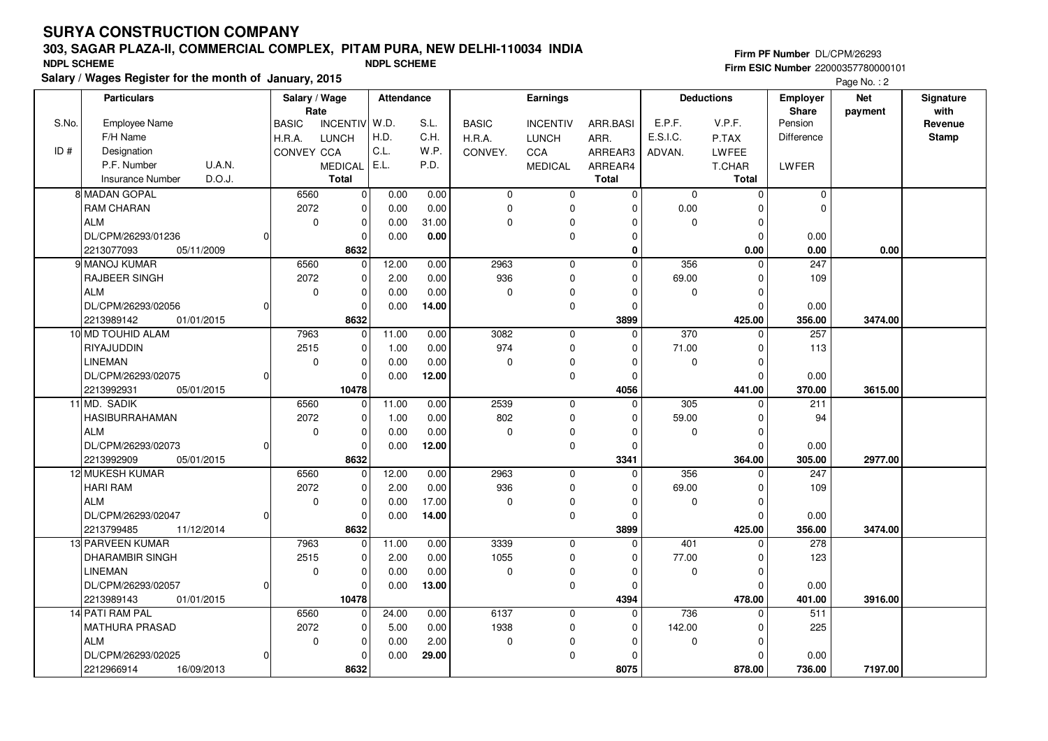# SURYA CONSTRUCTION COMPANY

## 303, SAGAR PLAZA-II, COMMERCIAL COMPLEX, PITAM PURA, NEW DELHI-110034 INDIA

**NDPL SCHEME** **NDPL SCHEME**

**Salary / Wages Register for the month of January, 2015**

**Firm PF Number** DL/CPM/26293
**Firm ESIC Number** 22000357780000101

| S.No. / ID # | Employee Name / F/H Name / Designation / P.F. Number / U.A.N. / Insurance Number / D.O.J. | Salary / Wage Rate: BASIC / H.R.A. / CONVEY | INCENTIV / LUNCH / CCA / MEDICAL / Total | Attendance: W.D. / H.D. / C.L. / E.L. | S.L. / C.H. / W.P. / P.D. | Earnings: BASIC / H.R.A. / CONVEY. | INCENTIV / LUNCH / CCA / MEDICAL | ARR.BASI / ARR. / ARREAR3 / ARREAR4 / Total | Deductions: E.P.F. / E.S.I.C. / ADVAN. | V.P.F. / P.TAX / LWFEE / T.CHAR / Total | Employer Share: Pension / Difference / LWFER | Net payment | Signature with Revenue Stamp |
|---|---|---|---|---|---|---|---|---|---|---|---|---|---|
| 8 | MADAN GOPAL / RAM CHARAN / ALM / DL/CPM/26293/01236 / 0 / 2213077093 / 05/11/2009 | 6560 / 2072 / 0 | 0 / 0 / 0 / 0 / 8632 | 0.00 / 0.00 / 0.00 / 0.00 | 0.00 / 0.00 / 31.00 / 0.00 | 0 / 0 / 0 | 0 / 0 / 0 / 0 | 0 / 0 / 0 / 0 / 0 | 0 / 0.00 / 0 | 0 / 0 / 0 / 0 / 0.00 | 0 / 0 / 0.00 / 0.00 | 0.00 | |
| 9 | MANOJ KUMAR / RAJBEER SINGH / ALM / DL/CPM/26293/02056 / 0 / 2213989142 / 01/01/2015 | 6560 / 2072 / 0 | 0 / 0 / 0 / 0 / 8632 | 12.00 / 2.00 / 0.00 / 0.00 | 0.00 / 0.00 / 0.00 / 14.00 | 2963 / 936 / 0 | 0 / 0 / 0 / 0 | 0 / 0 / 0 / 0 / 3899 | 356 / 69.00 / 0 | 0 / 0 / 0 / 0 / 425.00 | 247 / 109 / 0.00 / 356.00 | 3474.00 | |
| 10 | MD TOUHID ALAM / RIYAJUDDIN / LINEMAN / DL/CPM/26293/02075 / 0 / 2213992931 / 05/01/2015 | 7963 / 2515 / 0 | 0 / 0 / 0 / 0 / 10478 | 11.00 / 1.00 / 0.00 / 0.00 | 0.00 / 0.00 / 0.00 / 12.00 | 3082 / 974 / 0 | 0 / 0 / 0 / 0 | 0 / 0 / 0 / 0 / 4056 | 370 / 71.00 / 0 | 0 / 0 / 0 / 0 / 441.00 | 257 / 113 / 0.00 / 370.00 | 3615.00 | |
| 11 | MD. SADIK / HASIBURRAHAMAN / ALM / DL/CPM/26293/02073 / 0 / 2213992909 / 05/01/2015 | 6560 / 2072 / 0 | 0 / 0 / 0 / 0 / 8632 | 11.00 / 1.00 / 0.00 / 0.00 | 0.00 / 0.00 / 0.00 / 12.00 | 2539 / 802 / 0 | 0 / 0 / 0 / 0 | 0 / 0 / 0 / 0 / 3341 | 305 / 59.00 / 0 | 0 / 0 / 0 / 0 / 364.00 | 211 / 94 / 0.00 / 305.00 | 2977.00 | |
| 12 | MUKESH KUMAR / HARI RAM / ALM / DL/CPM/26293/02047 / 0 / 2213799485 / 11/12/2014 | 6560 / 2072 / 0 | 0 / 0 / 0 / 0 / 8632 | 12.00 / 2.00 / 0.00 / 0.00 | 0.00 / 0.00 / 17.00 / 14.00 | 2963 / 936 / 0 | 0 / 0 / 0 / 0 | 0 / 0 / 0 / 0 / 3899 | 356 / 69.00 / 0 | 0 / 0 / 0 / 0 / 425.00 | 247 / 109 / 0.00 / 356.00 | 3474.00 | |
| 13 | PARVEEN KUMAR / DHARAMBIR SINGH / LINEMAN / DL/CPM/26293/02057 / 0 / 2213989143 / 01/01/2015 | 7963 / 2515 / 0 | 0 / 0 / 0 / 0 / 10478 | 11.00 / 2.00 / 0.00 / 0.00 | 0.00 / 0.00 / 0.00 / 13.00 | 3339 / 1055 / 0 | 0 / 0 / 0 / 0 | 0 / 0 / 0 / 0 / 4394 | 401 / 77.00 / 0 | 0 / 0 / 0 / 0 / 478.00 | 278 / 123 / 0.00 / 401.00 | 3916.00 | |
| 14 | PATI RAM PAL / MATHURA PRASAD / ALM / DL/CPM/26293/02025 / 0 / 2212966914 / 16/09/2013 | 6560 / 2072 / 0 | 0 / 0 / 0 / 0 / 8632 | 24.00 / 5.00 / 0.00 / 0.00 | 0.00 / 0.00 / 2.00 / 29.00 | 6137 / 1938 / 0 | 0 / 0 / 0 / 0 | 0 / 0 / 0 / 0 / 8075 | 736 / 142.00 / 0 | 0 / 0 / 0 / 0 / 878.00 | 511 / 225 / 0.00 / 736.00 | 7197.00 | |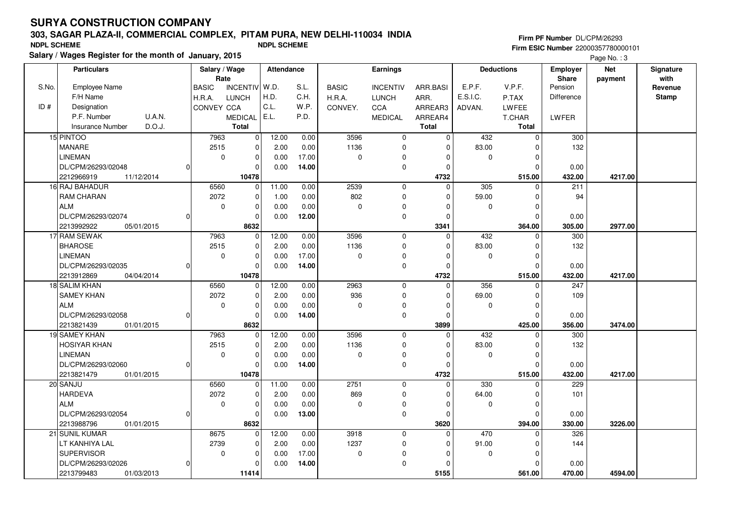# SURYA CONSTRUCTION COMPANY

## 303, SAGAR PLAZA-II, COMMERCIAL COMPLEX, PITAM PURA, NEW DELHI-110034 INDIA

NDPL SCHEME — NDPL SCHEME

Firm PF Number DL/CPM/26293
Firm ESIC Number 22000357780000101

**Salary / Wages Register for the month of January, 2015**

Page No. : 3

| S.No. / ID # | Particulars: Employee Name / F/H Name / Designation / P.F. Number, U.A.N. / Insurance Number, D.O.J. | Salary / Wage Rate: BASIC / H.R.A. / CONVEY | Salary / Wage Rate: INCENTIV / LUNCH / CCA / MEDICAL / Total | Attendance: W.D. / H.D. / C.L. / E.L. | Attendance: S.L. / C.H. / W.P. / P.D. | Earnings: BASIC / H.R.A. / CONVEY. | Earnings: INCENTIV / LUNCH / CCA / MEDICAL | Earnings: ARR.BASI / ARR. / ARREAR3 / ARREAR4 / Total | Deductions: E.P.F. / E.S.I.C. / ADVAN. | Deductions: V.P.F. / P.TAX / LWFEE / T.CHAR / Total | Employer Share: Pension / Difference / LWFER | Net payment | Signature with Revenue Stamp |
|---|---|---|---|---|---|---|---|---|---|---|---|---|---|
| 15 | PINTOO / MANARE / LINEMAN / DL/CPM/26293/02048, 0 / 2212966919, 11/12/2014 | 7963 / 2515 / 0 | 0 / 0 / 0 / 0 / **10478** | 12.00 / 2.00 / 0.00 / 0.00 | 0.00 / 0.00 / 17.00 / **14.00** | 3596 / 1136 / 0 | 0 / 0 / 0 / 0 | 0 / 0 / 0 / 0 / **4732** | 432 / 83.00 / 0 | 0 / 0 / 0 / 0 / **515.00** | 300 / 132 / 0.00 / **432.00** | **4217.00** | |
| 16 | RAJ BAHADUR / RAM CHARAN / ALM / DL/CPM/26293/02074, 0 / 2213992922, 05/01/2015 | 6560 / 2072 / 0 | 0 / 0 / 0 / 0 / **8632** | 11.00 / 1.00 / 0.00 / 0.00 | 0.00 / 0.00 / 0.00 / **12.00** | 2539 / 802 / 0 | 0 / 0 / 0 / 0 | 0 / 0 / 0 / 0 / **3341** | 305 / 59.00 / 0 | 0 / 0 / 0 / 0 / **364.00** | 211 / 94 / 0.00 / **305.00** | **2977.00** | |
| 17 | RAM SEWAK / BHAROSE / LINEMAN / DL/CPM/26293/02035, 0 / 2213912869, 04/04/2014 | 7963 / 2515 / 0 | 0 / 0 / 0 / 0 / **10478** | 12.00 / 2.00 / 0.00 / 0.00 | 0.00 / 0.00 / 17.00 / **14.00** | 3596 / 1136 / 0 | 0 / 0 / 0 / 0 | 0 / 0 / 0 / 0 / **4732** | 432 / 83.00 / 0 | 0 / 0 / 0 / 0 / **515.00** | 300 / 132 / 0.00 / **432.00** | **4217.00** | |
| 18 | SALIM KHAN / SAMEY KHAN / ALM / DL/CPM/26293/02058, 0 / 2213821439, 01/01/2015 | 6560 / 2072 / 0 | 0 / 0 / 0 / 0 / **8632** | 12.00 / 2.00 / 0.00 / 0.00 | 0.00 / 0.00 / 0.00 / **14.00** | 2963 / 936 / 0 | 0 / 0 / 0 / 0 | 0 / 0 / 0 / 0 / **3899** | 356 / 69.00 / 0 | 0 / 0 / 0 / 0 / **425.00** | 247 / 109 / 0.00 / **356.00** | **3474.00** | |
| 19 | SAMEY KHAN / HOSIYAR KHAN / LINEMAN / DL/CPM/26293/02060, 0 / 2213821479, 01/01/2015 | 7963 / 2515 / 0 | 0 / 0 / 0 / 0 / **10478** | 12.00 / 2.00 / 0.00 / 0.00 | 0.00 / 0.00 / 0.00 / **14.00** | 3596 / 1136 / 0 | 0 / 0 / 0 / 0 | 0 / 0 / 0 / 0 / **4732** | 432 / 83.00 / 0 | 0 / 0 / 0 / 0 / **515.00** | 300 / 132 / 0.00 / **432.00** | **4217.00** | |
| 20 | SANJU / HARDEVA / ALM / DL/CPM/26293/02054, 0 / 2213988796, 01/01/2015 | 6560 / 2072 / 0 | 0 / 0 / 0 / 0 / **8632** | 11.00 / 2.00 / 0.00 / 0.00 | 0.00 / 0.00 / 0.00 / **13.00** | 2751 / 869 / 0 | 0 / 0 / 0 / 0 | 0 / 0 / 0 / 0 / **3620** | 330 / 64.00 / 0 | 0 / 0 / 0 / 0 / **394.00** | 229 / 101 / 0.00 / **330.00** | **3226.00** | |
| 21 | SUNIL KUMAR / LT KANHIYA LAL / SUPERVISOR / DL/CPM/26293/02026, 0 / 2213799483, 01/03/2013 | 8675 / 2739 / 0 | 0 / 0 / 0 / 0 / **11414** | 12.00 / 2.00 / 0.00 / 0.00 | 0.00 / 0.00 / 17.00 / **14.00** | 3918 / 1237 / 0 | 0 / 0 / 0 / 0 | 0 / 0 / 0 / 0 / **5155** | 470 / 91.00 / 0 | 0 / 0 / 0 / 0 / **561.00** | 326 / 144 / 0.00 / **470.00** | **4594.00** | |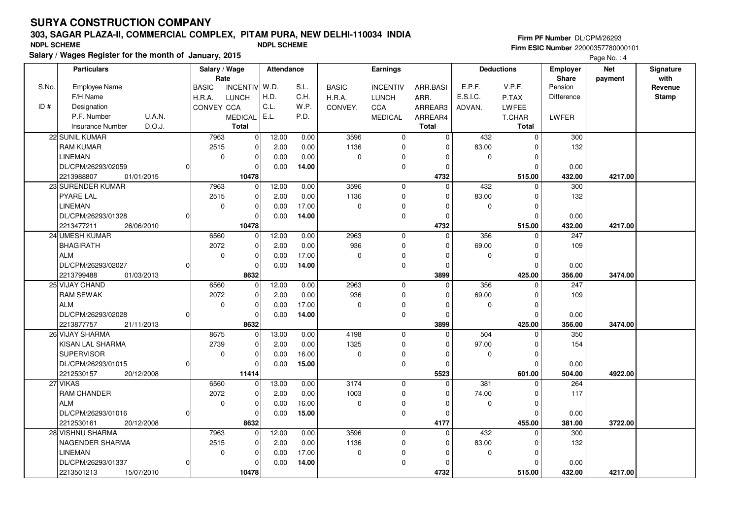# SURYA CONSTRUCTION COMPANY

## 303, SAGAR PLAZA-II, COMMERCIAL COMPLEX, PITAM PURA, NEW DELHI-110034 INDIA

**NDPL SCHEME** NDPL SCHEME

**Salary / Wages Register for the month of January, 2015**

Firm PF Number DL/CPM/26293
Firm ESIC Number 22000357780000101

| S.No. / ID # | Particulars: Employee Name / F/H Name / Designation / P.F. Number U.A.N. / Insurance Number D.O.J. | Salary / Wage Rate: BASIC / H.R.A. / CONVEY | Salary / Wage Rate: INCENTIV / LUNCH / CCA / MEDICAL / Total | Attendance: W.D. / H.D. / C.L. / E.L. | Attendance: S.L. / C.H. / W.P. / P.D. | Earnings: BASIC / H.R.A. / CONVEY. | Earnings: INCENTIV / LUNCH / CCA / MEDICAL | Earnings: ARR.BASI / ARR. / ARREAR3 / ARREAR4 / Total | Deductions: E.P.F. / E.S.I.C. / ADVAN. | Deductions: V.P.F. / P.TAX / LWFEE / T.CHAR / Total | Employer Share: Pension / Difference / LWFER | Net payment | Signature with Revenue Stamp |
|---|---|---|---|---|---|---|---|---|---|---|---|---|---|
| 22 | SUNIL KUMAR / RAM KUMAR / LINEMAN / DL/CPM/26293/02059 0 / 2213988807 01/01/2015 | 7963 / 2515 / 0 | 0 / 0 / 0 / 0 / **10478** | 12.00 / 2.00 / 0.00 / 0.00 | 0.00 / 0.00 / 0.00 / **14.00** | 3596 / 1136 / 0 | 0 / 0 / 0 / 0 | 0 / 0 / 0 / 0 / **4732** | 432 / 83.00 / 0 | 0 / 0 / 0 / 0 / **515.00** | 300 / 132 / 0.00 / **432.00** | **4217.00** | |
| 23 | SURENDER KUMAR / PYARE LAL / LINEMAN / DL/CPM/26293/01328 0 / 2213477211 26/06/2010 | 7963 / 2515 / 0 | 0 / 0 / 0 / 0 / **10478** | 12.00 / 2.00 / 0.00 / 0.00 | 0.00 / 0.00 / 17.00 / **14.00** | 3596 / 1136 / 0 | 0 / 0 / 0 / 0 | 0 / 0 / 0 / 0 / **4732** | 432 / 83.00 / 0 | 0 / 0 / 0 / 0 / **515.00** | 300 / 132 / 0.00 / **432.00** | **4217.00** | |
| 24 | UMESH KUMAR / BHAGIRATH / ALM / DL/CPM/26293/02027 0 / 2213799488 01/03/2013 | 6560 / 2072 / 0 | 0 / 0 / 0 / 0 / **8632** | 12.00 / 2.00 / 0.00 / 0.00 | 0.00 / 0.00 / 17.00 / **14.00** | 2963 / 936 / 0 | 0 / 0 / 0 / 0 | 0 / 0 / 0 / 0 / **3899** | 356 / 69.00 / 0 | 0 / 0 / 0 / 0 / **425.00** | 247 / 109 / 0.00 / **356.00** | **3474.00** | |
| 25 | VIJAY CHAND / RAM SEWAK / ALM / DL/CPM/26293/02028 0 / 2213877757 21/11/2013 | 6560 / 2072 / 0 | 0 / 0 / 0 / 0 / **8632** | 12.00 / 2.00 / 0.00 / 0.00 | 0.00 / 0.00 / 17.00 / **14.00** | 2963 / 936 / 0 | 0 / 0 / 0 / 0 | 0 / 0 / 0 / 0 / **3899** | 356 / 69.00 / 0 | 0 / 0 / 0 / 0 / **425.00** | 247 / 109 / 0.00 / **356.00** | **3474.00** | |
| 26 | VIJAY SHARMA / KISAN LAL SHARMA / SUPERVISOR / DL/CPM/26293/01015 0 / 2212530157 20/12/2008 | 8675 / 2739 / 0 | 0 / 0 / 0 / 0 / **11414** | 13.00 / 2.00 / 0.00 / 0.00 | 0.00 / 0.00 / 16.00 / **15.00** | 4198 / 1325 / 0 | 0 / 0 / 0 / 0 | 0 / 0 / 0 / 0 / **5523** | 504 / 97.00 / 0 | 0 / 0 / 0 / 0 / **601.00** | 350 / 154 / 0.00 / **504.00** | **4922.00** | |
| 27 | VIKAS / RAM CHANDER / ALM / DL/CPM/26293/01016 0 / 2212530161 20/12/2008 | 6560 / 2072 / 0 | 0 / 0 / 0 / 0 / **8632** | 13.00 / 2.00 / 0.00 / 0.00 | 0.00 / 0.00 / 16.00 / **15.00** | 3174 / 1003 / 0 | 0 / 0 / 0 / 0 | 0 / 0 / 0 / 0 / **4177** | 381 / 74.00 / 0 | 0 / 0 / 0 / 0 / **455.00** | 264 / 117 / 0.00 / **381.00** | **3722.00** | |
| 28 | VISHNU SHARMA / NAGENDER SHARMA / LINEMAN / DL/CPM/26293/01337 0 / 2213501213 15/07/2010 | 7963 / 2515 / 0 | 0 / 0 / 0 / 0 / **10478** | 12.00 / 2.00 / 0.00 / 0.00 | 0.00 / 0.00 / 17.00 / **14.00** | 3596 / 1136 / 0 | 0 / 0 / 0 / 0 | 0 / 0 / 0 / 0 / **4732** | 432 / 83.00 / 0 | 0 / 0 / 0 / 0 / **515.00** | 300 / 132 / 0.00 / **432.00** | **4217.00** | |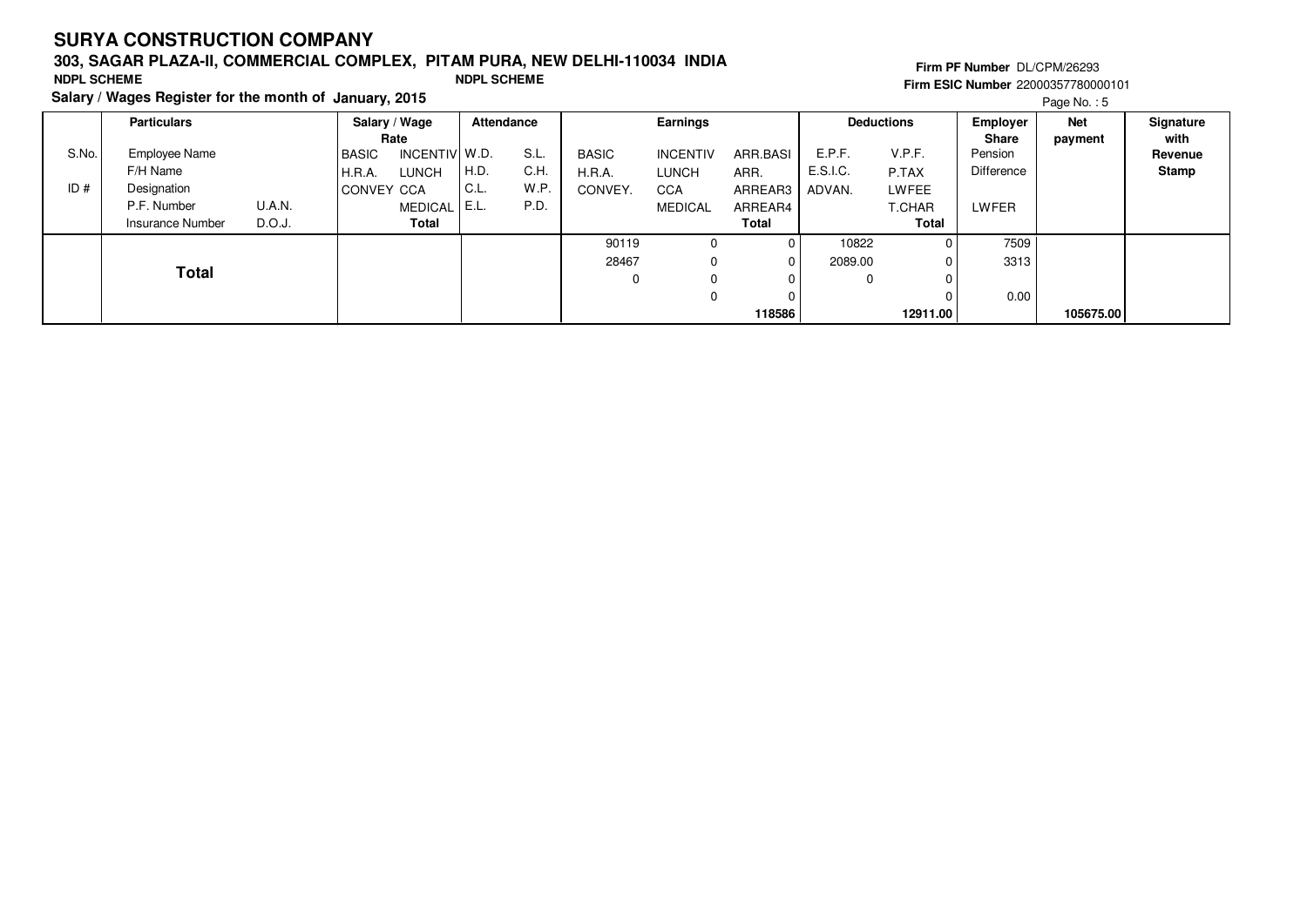# SURYA CONSTRUCTION COMPANY

## 303, SAGAR PLAZA-II, COMMERCIAL COMPLEX, PITAM PURA, NEW DELHI-110034 INDIA

**NDPL SCHEME** **NDPL SCHEME**

**Salary / Wages Register for the month of January, 2015**

**Firm PF Number** DL/CPM/26293

**Firm ESIC Number** 22000357780000101

Page No. : 5

| S.No.<br>ID # | Particulars<br>Employee Name<br>F/H Name<br>Designation<br>P.F. Number<br>Insurance Number | <br><br><br><br>U.A.N.<br>D.O.J. | Salary / Wage Rate<br>BASIC<br>H.R.A.<br>CONVEY | <br>INCENTIV<br>LUNCH<br>CCA<br>MEDICAL<br>Total | Attendance<br>W.D.<br>H.D.<br>C.L.<br>E.L. | <br>S.L.<br>C.H.<br>W.P.<br>P.D. | Earnings<br>BASIC<br>H.R.A.<br>CONVEY. | <br>INCENTIV<br>LUNCH<br>CCA<br>MEDICAL | <br>ARR.BASI<br>ARR.<br>ARREAR3<br>ARREAR4<br>Total | Deductions<br>E.P.F.<br>E.S.I.C.<br>ADVAN. | <br>V.P.F.<br>P.TAX<br>LWFEE<br>T.CHAR<br>Total | Employer Share<br>Pension<br>Difference<br><br>LWFER | Net payment | Signature with Revenue Stamp |
|---|---|---|---|---|---|---|---|---|---|---|---|---|---|---|
| | **Total** | | | | | | 90119<br>28467<br>0 | 0<br>0<br>0<br>0 | 0<br>0<br>0<br>0<br>**118586** | 10822<br>2089.00<br>0 | 0<br>0<br>0<br>0<br>**12911.00** | 7509<br>3313<br><br>0.00 | **105675.00** | |